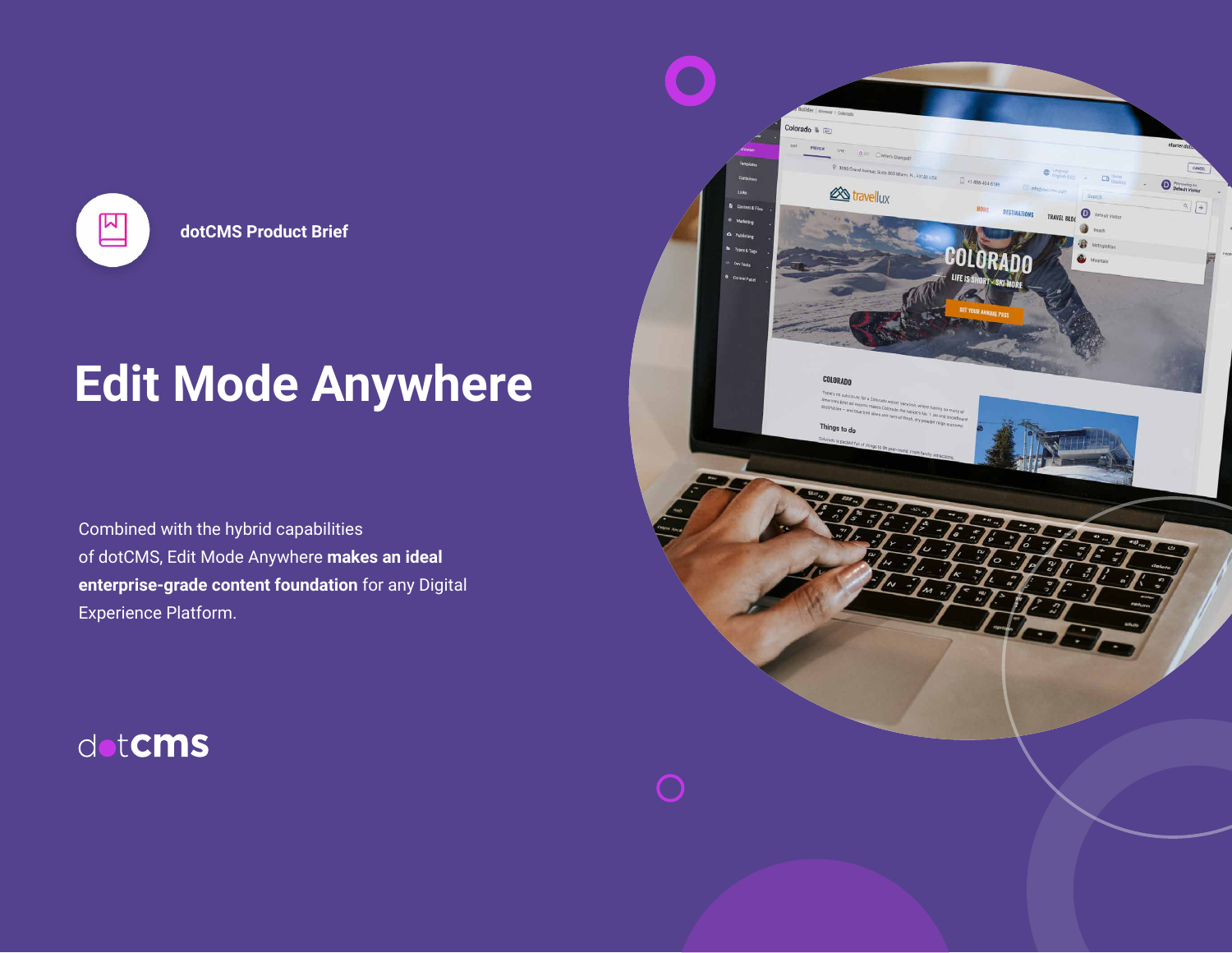dotCMS Product Brief

# Edit Mode Anywhere

Combined with the hybrid capabilities of dotCMS, Edit Mode Anywhere **makes an ideal enterprise-grade content foundation** for any Digital Experience Platform.

dotcms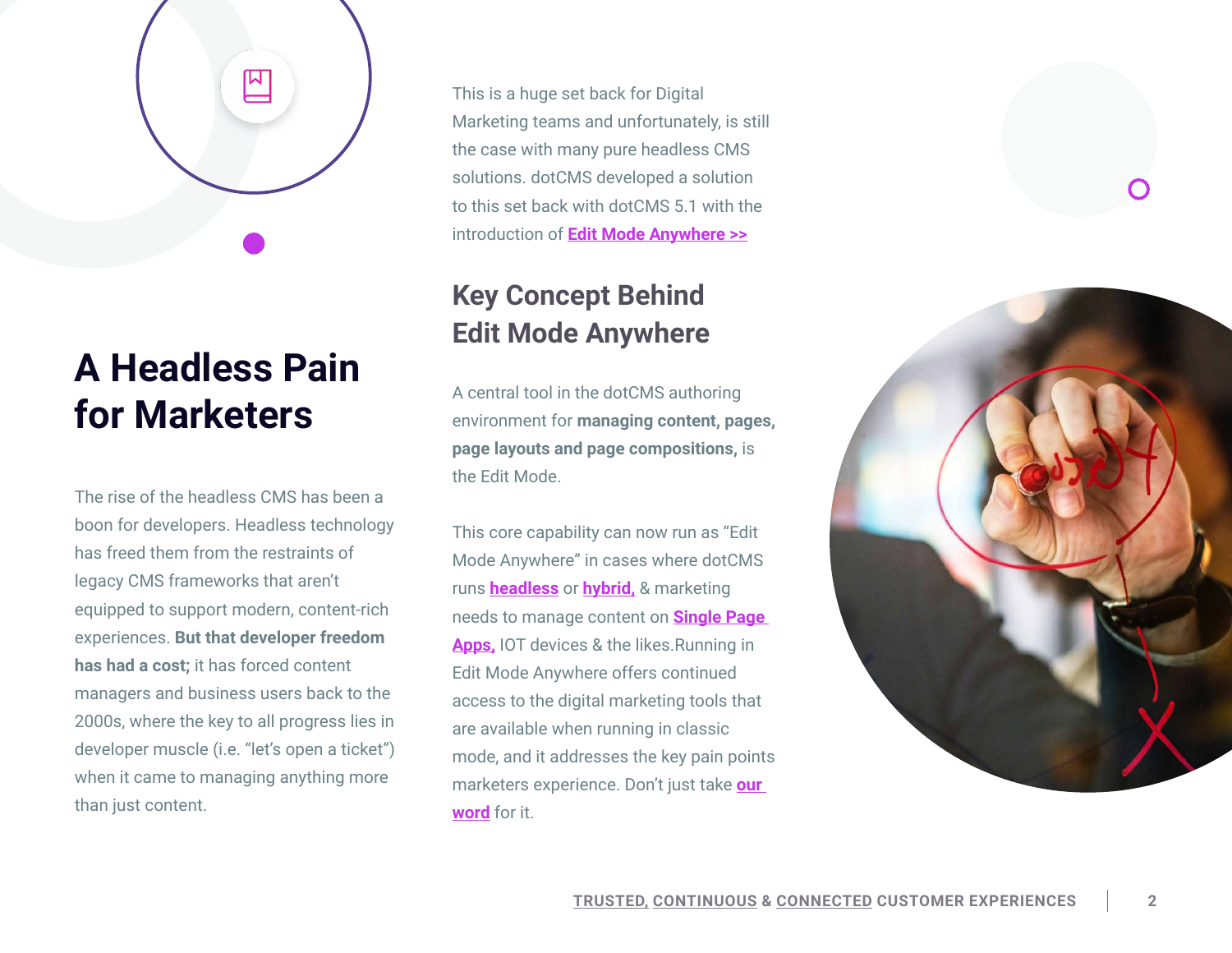# A Headless Pain for Marketers

The rise of the headless CMS has been a boon for developers. Headless technology has freed them from the restraints of legacy CMS frameworks that aren't equipped to support modern, content-rich experiences. **But that developer freedom has had a cost;** it has forced content managers and business users back to the 2000s, where the key to all progress lies in developer muscle (i.e. "let's open a ticket") when it came to managing anything more than just content.

This is a huge set back for Digital Marketing teams and unfortunately, is still the case with many pure headless CMS solutions. dotCMS developed a solution to this set back with dotCMS 5.1 with the introduction of **Edit Mode Anywhere >>**

## Key Concept Behind Edit Mode Anywhere

A central tool in the dotCMS authoring environment for **managing content, pages, page layouts and page compositions,** is the Edit Mode.

This core capability can now run as "Edit Mode Anywhere" in cases where dotCMS runs **headless** or **hybrid,** & marketing needs to manage content on **Single Page Apps,** IOT devices & the likes.Running in Edit Mode Anywhere offers continued access to the digital marketing tools that are available when running in classic mode, and it addresses the key pain points marketers experience. Don't just take **our word** for it.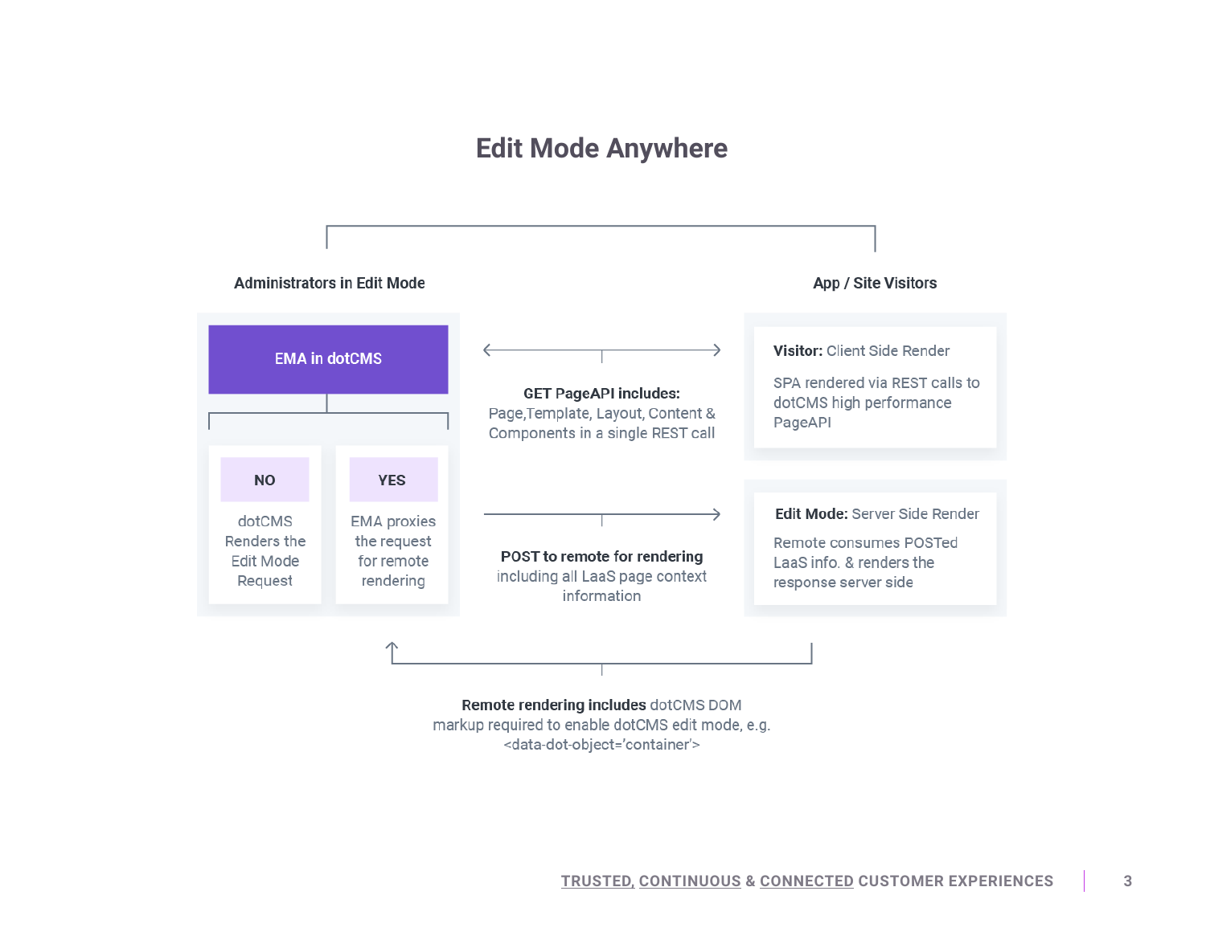# Edit Mode Anywhere

**Administrators in Edit Mode**

**EMA in dotCMS**

**NO**

dotCMS Renders the Edit Mode Request

**YES**

EMA proxies the request for remote rendering

**GET PageAPI includes:** Page,Template, Layout, Content & Components in a single REST call

**POST to remote for rendering** including all LaaS page context information

**App / Site Visitors**

**Visitor:** Client Side Render

SPA rendered via REST calls to dotCMS high performance PageAPI

**Edit Mode:** Server Side Render

Remote consumes POSTed LaaS info. & renders the response server side

**Remote rendering includes** dotCMS DOM markup required to enable dotCMS edit mode, e.g. <data-dot-object='container'>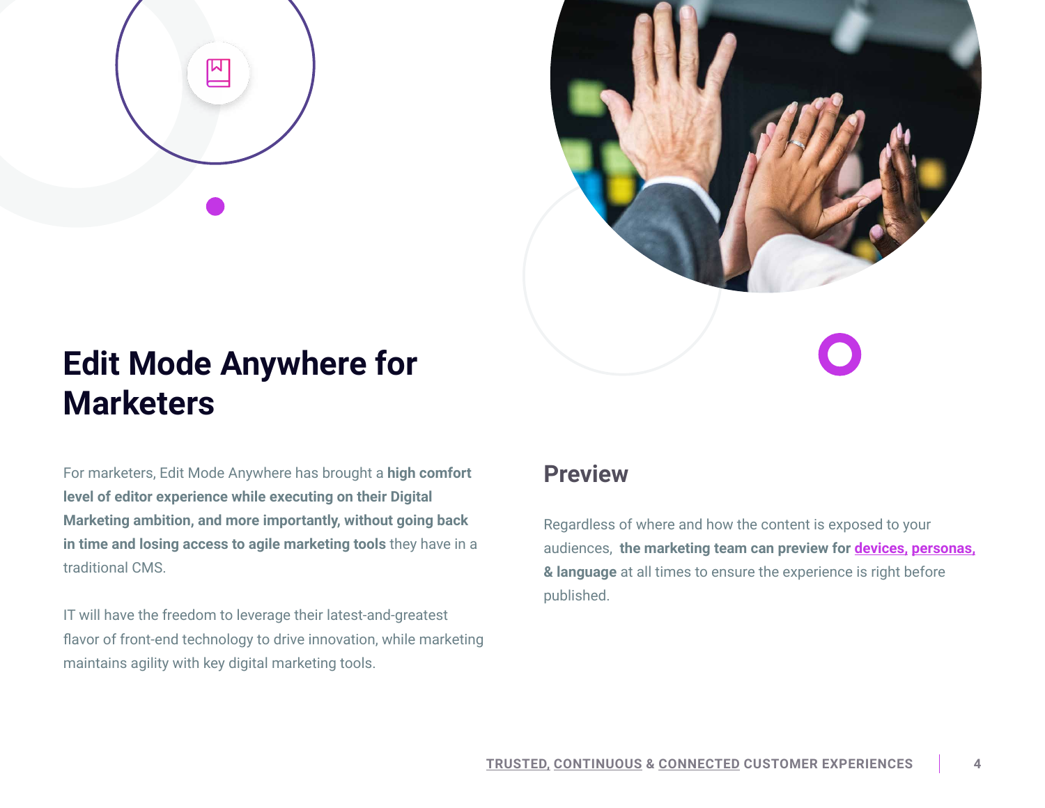# Edit Mode Anywhere for Marketers

For marketers, Edit Mode Anywhere has brought a **high comfort level of editor experience while executing on their Digital Marketing ambition, and more importantly, without going back in time and losing access to agile marketing tools** they have in a traditional CMS.

IT will have the freedom to leverage their latest-and-greatest flavor of front-end technology to drive innovation, while marketing maintains agility with key digital marketing tools.

## Preview

Regardless of where and how the content is exposed to your audiences, **the marketing team can preview for devices, personas, & language** at all times to ensure the experience is right before published.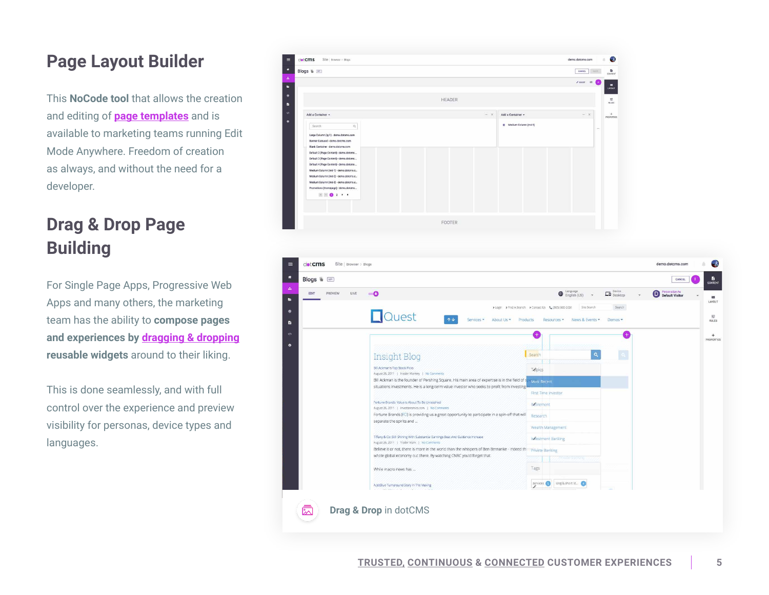## Page Layout Builder

This **NoCode tool** that allows the creation and editing of page templates and is available to marketing teams running Edit Mode Anywhere. Freedom of creation as always, and without the need for a developer.

## Drag & Drop Page Building

For Single Page Apps, Progressive Web Apps and many others, the marketing team has the ability to **compose pages and experiences by dragging & dropping reusable widgets** around to their liking.

This is done seamlessly, and with full control over the experience and preview visibility for personas, device types and languages.

**Drag & Drop** in dotCMS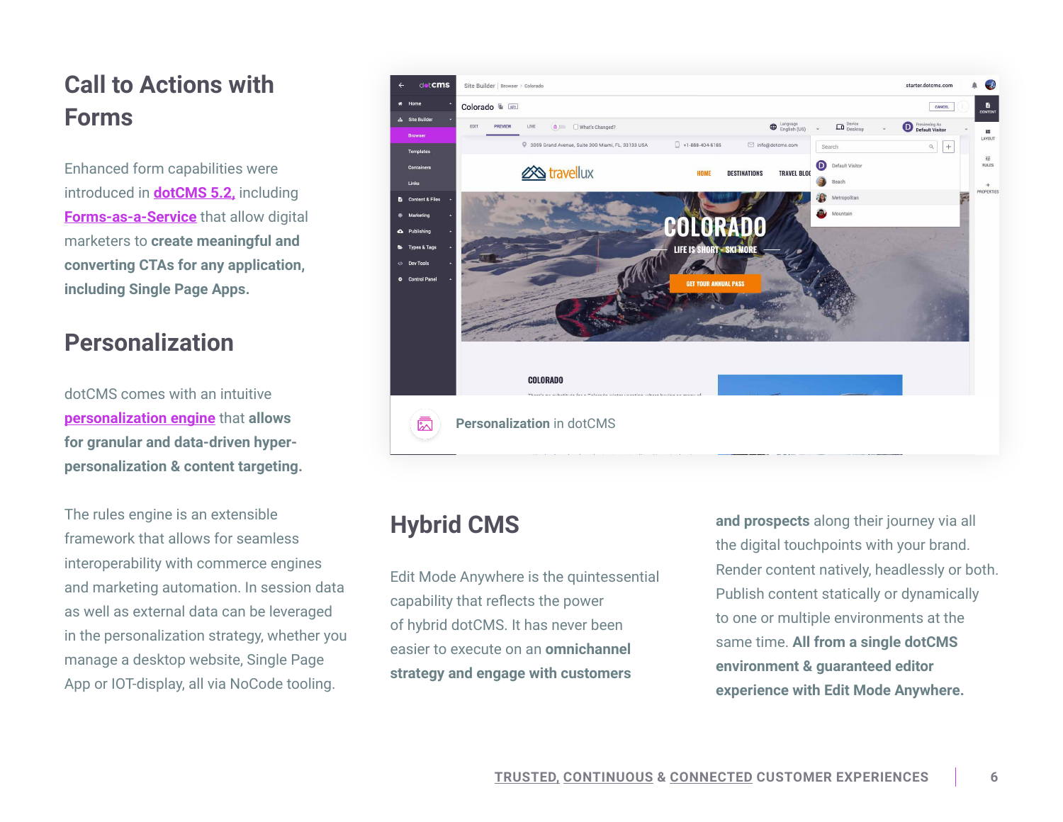## Call to Actions with Forms

Enhanced form capabilities were introduced in dotCMS 5.2, including Forms-as-a-Service that allow digital marketers to **create meaningful and converting CTAs for any application, including Single Page Apps.**

## Personalization

dotCMS comes with an intuitive personalization engine that **allows for granular and data-driven hyper-personalization & content targeting.**

The rules engine is an extensible framework that allows for seamless interoperability with commerce engines and marketing automation. In session data as well as external data can be leveraged in the personalization strategy, whether you manage a desktop website, Single Page App or IOT-display, all via NoCode tooling.

**Personalization** in dotCMS

## Hybrid CMS

Edit Mode Anywhere is the quintessential capability that reflects the power of hybrid dotCMS. It has never been easier to execute on an **omnichannel strategy and engage with customers and prospects** along their journey via all the digital touchpoints with your brand. Render content natively, headlessly or both. Publish content statically or dynamically to one or multiple environments at the same time. **All from a single dotCMS environment & guaranteed editor experience with Edit Mode Anywhere.**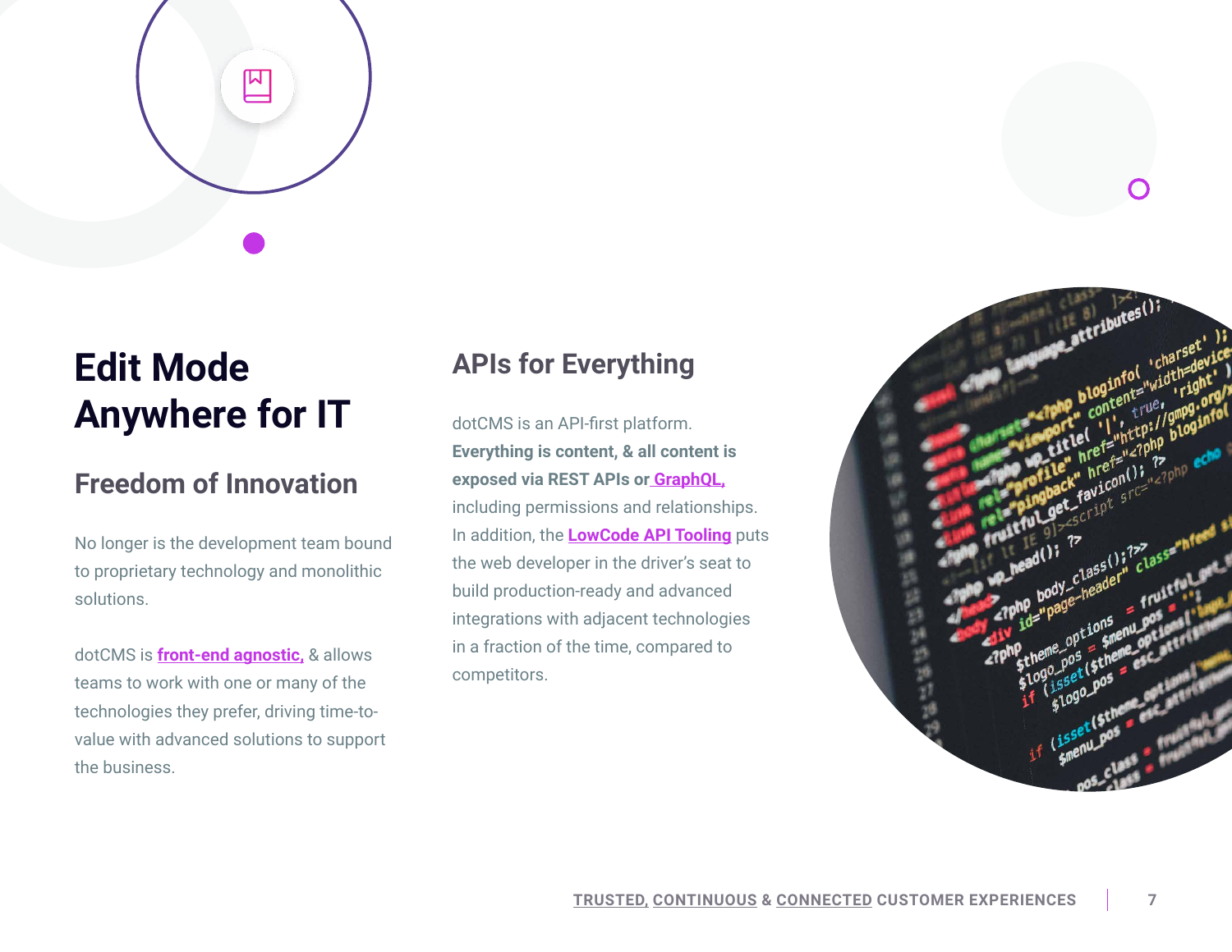# Edit Mode Anywhere for IT

## Freedom of Innovation

No longer is the development team bound to proprietary technology and monolithic solutions.

dotCMS is **front-end agnostic,** & allows teams to work with one or many of the technologies they prefer, driving time-to-value with advanced solutions to support the business.

## APIs for Everything

dotCMS is an API-first platform. **Everything is content, & all content is exposed via REST APIs or GraphQL,** including permissions and relationships. In addition, the **LowCode API Tooling** puts the web developer in the driver's seat to build production-ready and advanced integrations with adjacent technologies in a fraction of the time, compared to competitors.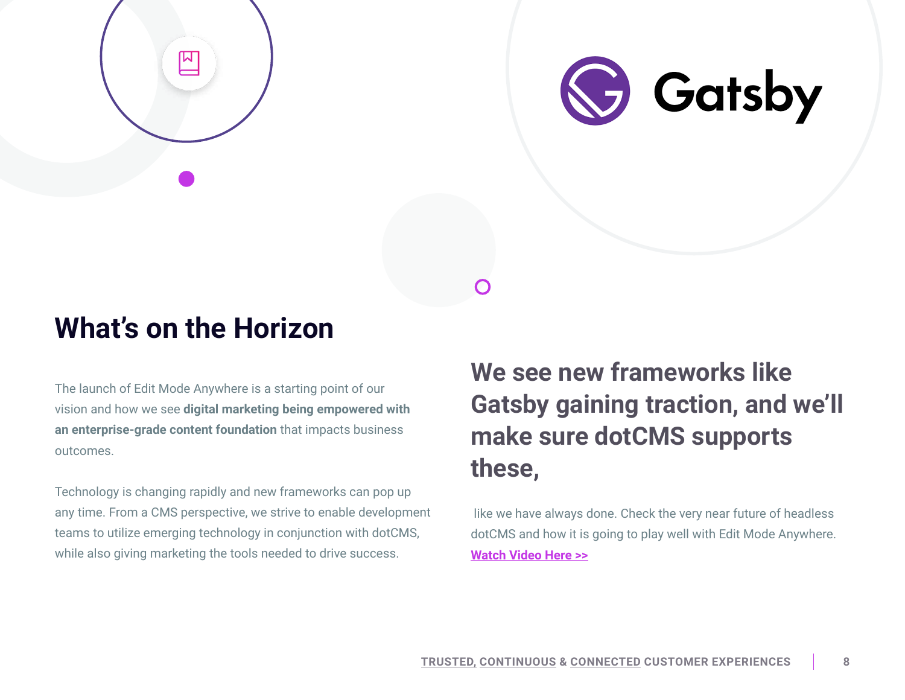## What's on the Horizon

The launch of Edit Mode Anywhere is a starting point of our vision and how we see **digital marketing being empowered with an enterprise-grade content foundation** that impacts business outcomes.

Technology is changing rapidly and new frameworks can pop up any time. From a CMS perspective, we strive to enable development teams to utilize emerging technology in conjunction with dotCMS, while also giving marketing the tools needed to drive success.

### We see new frameworks like Gatsby gaining traction, and we'll make sure dotCMS supports these,

like we have always done. Check the very near future of headless dotCMS and how it is going to play well with Edit Mode Anywhere. **Watch Video Here >>**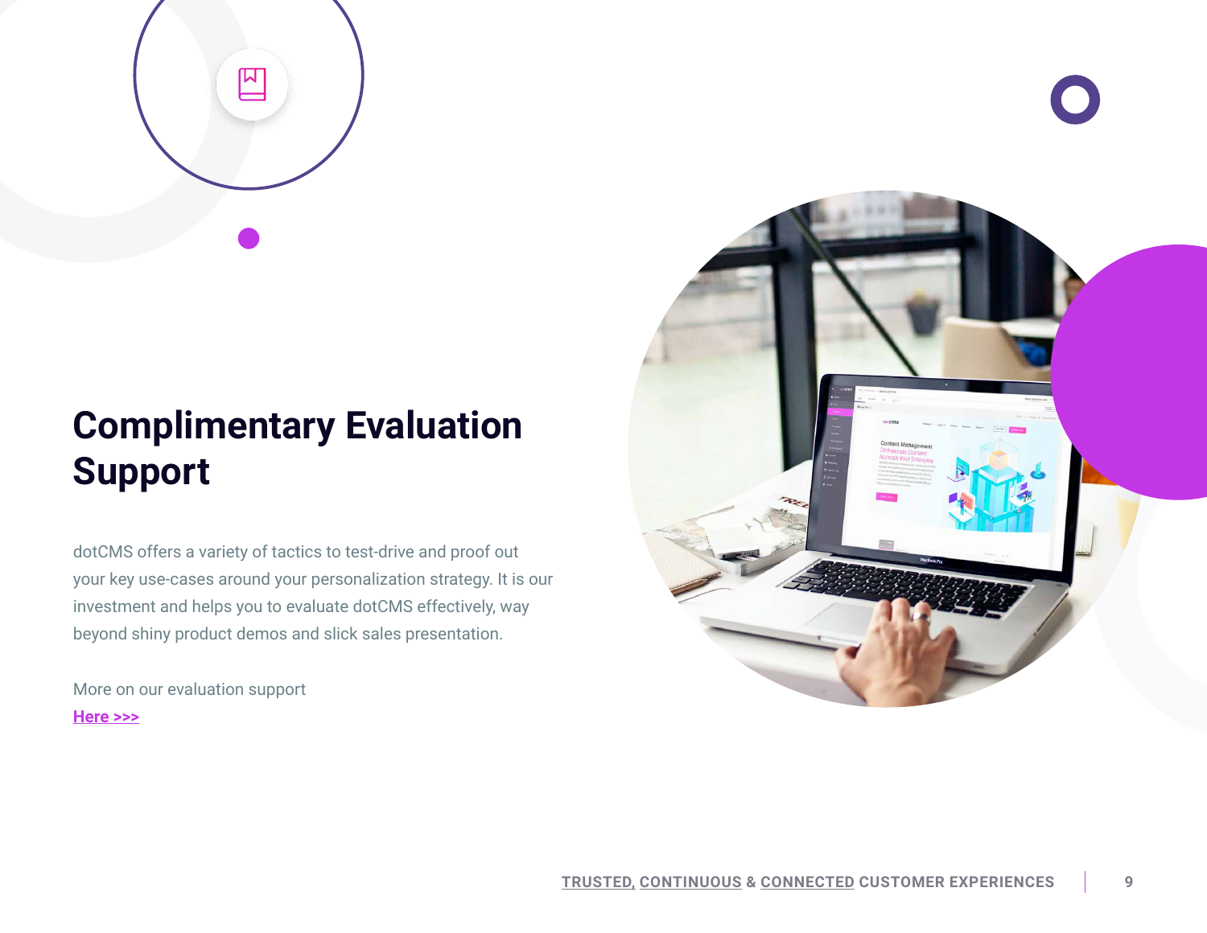# Complimentary Evaluation Support

dotCMS offers a variety of tactics to test-drive and proof out your key use-cases around your personalization strategy. It is our investment and helps you to evaluate dotCMS effectively, way beyond shiny product demos and slick sales presentation.

More on our evaluation support
**Here >>>**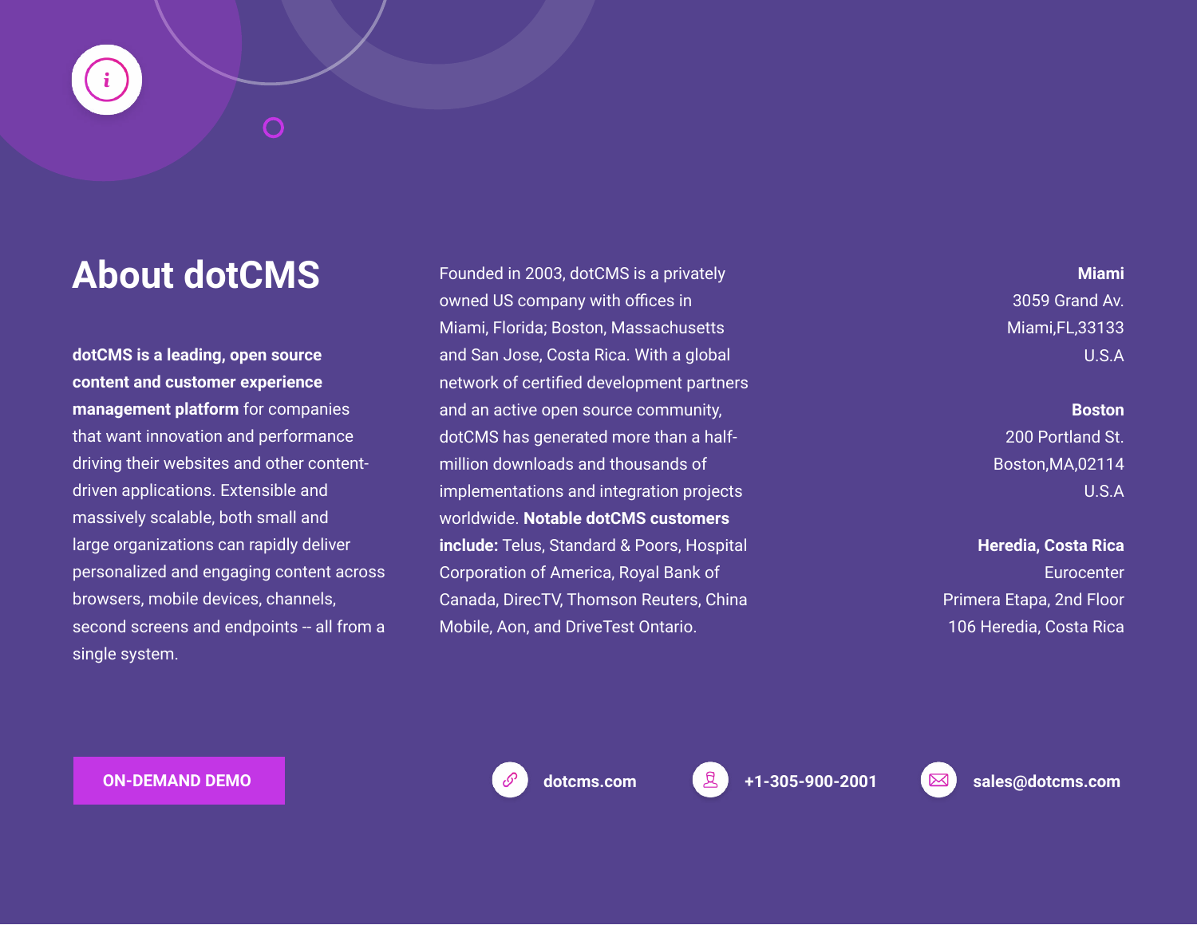# About dotCMS

**dotCMS is a leading, open source content and customer experience management platform** for companies that want innovation and performance driving their websites and other content-driven applications. Extensible and massively scalable, both small and large organizations can rapidly deliver personalized and engaging content across browsers, mobile devices, channels, second screens and endpoints -- all from a single system.

Founded in 2003, dotCMS is a privately owned US company with offices in Miami, Florida; Boston, Massachusetts and San Jose, Costa Rica. With a global network of certified development partners and an active open source community, dotCMS has generated more than a half-million downloads and thousands of implementations and integration projects worldwide. **Notable dotCMS customers include:** Telus, Standard & Poors, Hospital Corporation of America, Royal Bank of Canada, DirecTV, Thomson Reuters, China Mobile, Aon, and DriveTest Ontario.

**Miami**
3059 Grand Av.
Miami,FL,33133
U.S.A

**Boston**
200 Portland St.
Boston,MA,02114
U.S.A

**Heredia, Costa Rica**
Eurocenter
Primera Etapa, 2nd Floor
106 Heredia, Costa Rica

ON-DEMAND DEMO

**dotcms.com**

**+1-305-900-2001**

**sales@dotcms.com**